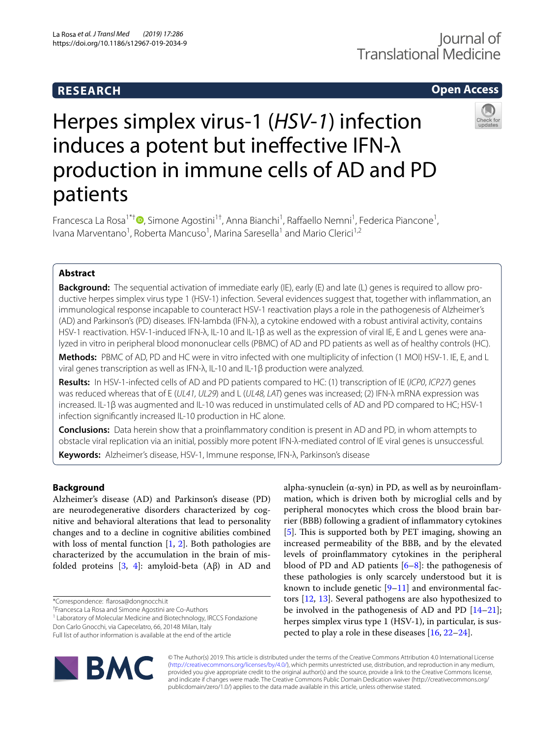RESEARCH

Open Access

# Herpes simplex virus-1 (*HSV-1*) infection induces a potent but ineffective IFN-λ production in immune cells of AD and PD patients

Francesca La Rosa[1*†], Simone Agostini[1†], Anna Bianchi[1], Raffaello Nemni[1], Federica Piancone[1], Ivana Marventano[1], Roberta Mancuso[1], Marina Saresella[1] and Mario Clerici[1,2]

## Abstract

**Background:** The sequential activation of immediate early (IE), early (E) and late (L) genes is required to allow productive herpes simplex virus type 1 (HSV-1) infection. Several evidences suggest that, together with inflammation, an immunological response incapable to counteract HSV-1 reactivation plays a role in the pathogenesis of Alzheimer's (AD) and Parkinson's (PD) diseases. IFN-lambda (IFN-λ), a cytokine endowed with a robust antiviral activity, contains HSV-1 reactivation. HSV-1-induced IFN-λ, IL-10 and IL-1β as well as the expression of viral IE, E and L genes were analyzed in vitro in peripheral blood mononuclear cells (PBMC) of AD and PD patients as well as of healthy controls (HC).

**Methods:** PBMC of AD, PD and HC were in vitro infected with one multiplicity of infection (1 MOI) HSV-1. IE, E, and L viral genes transcription as well as IFN-λ, IL-10 and IL-1β production were analyzed.

**Results:** In HSV-1-infected cells of AD and PD patients compared to HC: (1) transcription of IE (*ICP0*, *ICP27*) genes was reduced whereas that of E (*UL41, UL29*) and L (*UL48, LAT*) genes was increased; (2) IFN-λ mRNA expression was increased. IL-1β was augmented and IL-10 was reduced in unstimulated cells of AD and PD compared to HC; HSV-1 infection significantly increased IL-10 production in HC alone.

**Conclusions:** Data herein show that a proinflammatory condition is present in AD and PD, in whom attempts to obstacle viral replication via an initial, possibly more potent IFN-λ-mediated control of IE viral genes is unsuccessful.

**Keywords:** Alzheimer's disease, HSV-1, Immune response, IFN-λ, Parkinson's disease

## Background

Alzheimer's disease (AD) and Parkinson's disease (PD) are neurodegenerative disorders characterized by cognitive and behavioral alterations that lead to personality changes and to a decline in cognitive abilities combined with loss of mental function [1, 2]. Both pathologies are characterized by the accumulation in the brain of misfolded proteins [3, 4]: amyloid-beta (Aβ) in AD and alpha-synuclein (α-syn) in PD, as well as by neuroinflammation, which is driven both by microglial cells and by peripheral monocytes which cross the blood brain barrier (BBB) following a gradient of inflammatory cytokines [5]. This is supported both by PET imaging, showing an increased permeability of the BBB, and by the elevated levels of proinflammatory cytokines in the peripheral blood of PD and AD patients [6–8]: the pathogenesis of these pathologies is only scarcely understood but it is known to include genetic [9–11] and environmental factors [12, 13]. Several pathogens are also hypothesized to be involved in the pathogenesis of AD and PD [14–21]; herpes simplex virus type 1 (HSV-1), in particular, is suspected to play a role in these diseases [16, 22–24].

*Correspondence: flarosa@dongnocchi.it

†Francesca La Rosa and Simone Agostini are Co-Authors

[1] Laboratory of Molecular Medicine and Biotechnology, IRCCS Fondazione Don Carlo Gnocchi, via Capecelatro, 66, 20148 Milan, Italy

Full list of author information is available at the end of the article

© The Author(s) 2019. This article is distributed under the terms of the Creative Commons Attribution 4.0 International License (http://creativecommons.org/licenses/by/4.0/), which permits unrestricted use, distribution, and reproduction in any medium, provided you give appropriate credit to the original author(s) and the source, provide a link to the Creative Commons license, and indicate if changes were made. The Creative Commons Public Domain Dedication waiver (http://creativecommons.org/publicdomain/zero/1.0/) applies to the data made available in this article, unless otherwise stated.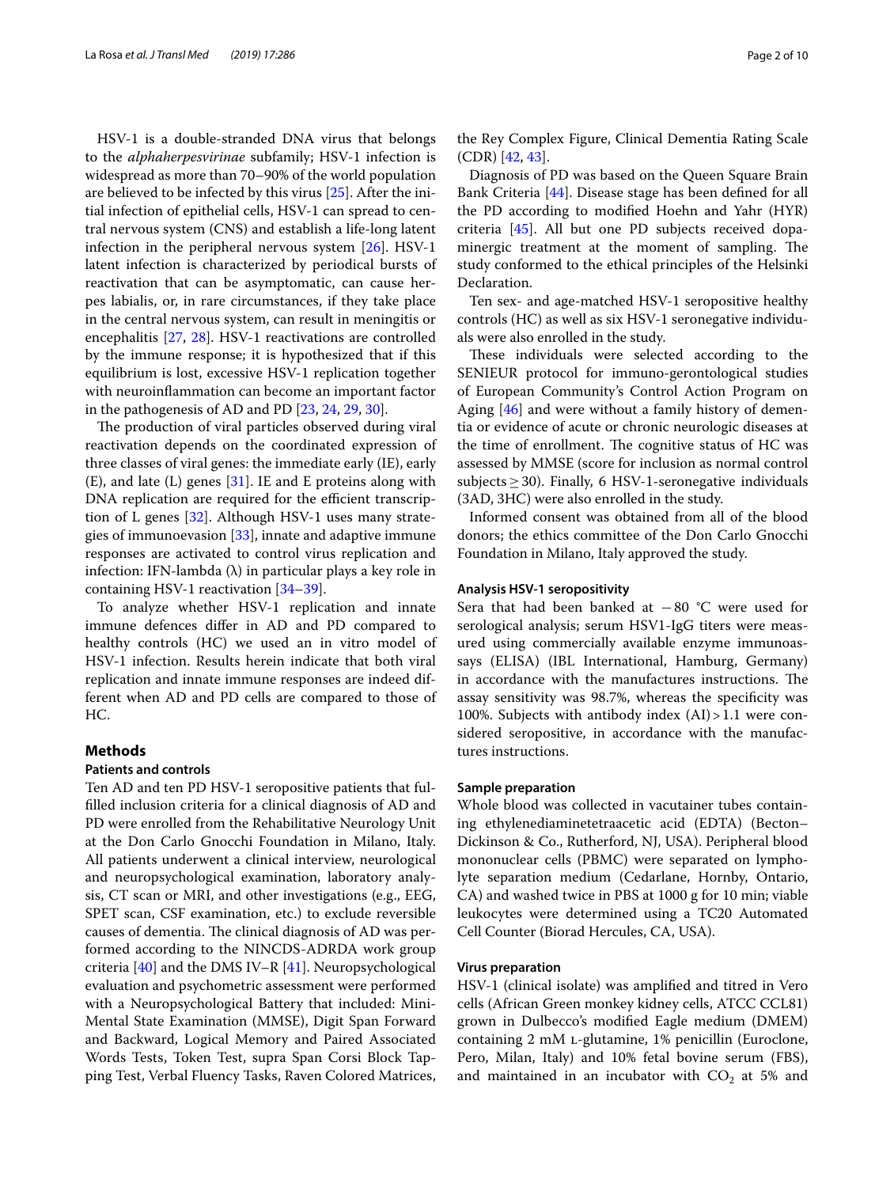HSV-1 is a double-stranded DNA virus that belongs to the *alphaherpesvirinae* subfamily; HSV-1 infection is widespread as more than 70–90% of the world population are believed to be infected by this virus [25]. After the initial infection of epithelial cells, HSV-1 can spread to central nervous system (CNS) and establish a life-long latent infection in the peripheral nervous system [26]. HSV-1 latent infection is characterized by periodical bursts of reactivation that can be asymptomatic, can cause herpes labialis, or, in rare circumstances, if they take place in the central nervous system, can result in meningitis or encephalitis [27, 28]. HSV-1 reactivations are controlled by the immune response; it is hypothesized that if this equilibrium is lost, excessive HSV-1 replication together with neuroinflammation can become an important factor in the pathogenesis of AD and PD [23, 24, 29, 30].

The production of viral particles observed during viral reactivation depends on the coordinated expression of three classes of viral genes: the immediate early (IE), early (E), and late (L) genes [31]. IE and E proteins along with DNA replication are required for the efficient transcription of L genes [32]. Although HSV-1 uses many strategies of immunoevasion [33], innate and adaptive immune responses are activated to control virus replication and infection: IFN-lambda (λ) in particular plays a key role in containing HSV-1 reactivation [34–39].

To analyze whether HSV-1 replication and innate immune defences differ in AD and PD compared to healthy controls (HC) we used an in vitro model of HSV-1 infection. Results herein indicate that both viral replication and innate immune responses are indeed different when AD and PD cells are compared to those of HC.

## Methods

### Patients and controls

Ten AD and ten PD HSV-1 seropositive patients that fulfilled inclusion criteria for a clinical diagnosis of AD and PD were enrolled from the Rehabilitative Neurology Unit at the Don Carlo Gnocchi Foundation in Milano, Italy. All patients underwent a clinical interview, neurological and neuropsychological examination, laboratory analysis, CT scan or MRI, and other investigations (e.g., EEG, SPET scan, CSF examination, etc.) to exclude reversible causes of dementia. The clinical diagnosis of AD was performed according to the NINCDS-ADRDA work group criteria [40] and the DMS IV–R [41]. Neuropsychological evaluation and psychometric assessment were performed with a Neuropsychological Battery that included: Mini-Mental State Examination (MMSE), Digit Span Forward and Backward, Logical Memory and Paired Associated Words Tests, Token Test, supra Span Corsi Block Tapping Test, Verbal Fluency Tasks, Raven Colored Matrices, the Rey Complex Figure, Clinical Dementia Rating Scale (CDR) [42, 43].

Diagnosis of PD was based on the Queen Square Brain Bank Criteria [44]. Disease stage has been defined for all the PD according to modified Hoehn and Yahr (HYR) criteria [45]. All but one PD subjects received dopaminergic treatment at the moment of sampling. The study conformed to the ethical principles of the Helsinki Declaration.

Ten sex- and age-matched HSV-1 seropositive healthy controls (HC) as well as six HSV-1 seronegative individuals were also enrolled in the study.

These individuals were selected according to the SENIEUR protocol for immuno-gerontological studies of European Community's Control Action Program on Aging [46] and were without a family history of dementia or evidence of acute or chronic neurologic diseases at the time of enrollment. The cognitive status of HC was assessed by MMSE (score for inclusion as normal control subjects $\geq 30$). Finally, 6 HSV-1-seronegative individuals (3AD, 3HC) were also enrolled in the study.

Informed consent was obtained from all of the blood donors; the ethics committee of the Don Carlo Gnocchi Foundation in Milano, Italy approved the study.

### Analysis HSV-1 seropositivity

Sera that had been banked at −80 °C were used for serological analysis; serum HSV1-IgG titers were measured using commercially available enzyme immunoassays (ELISA) (IBL International, Hamburg, Germany) in accordance with the manufactures instructions. The assay sensitivity was 98.7%, whereas the specificity was 100%. Subjects with antibody index (AI) > 1.1 were considered seropositive, in accordance with the manufactures instructions.

### Sample preparation

Whole blood was collected in vacutainer tubes containing ethylenediaminetetraacetic acid (EDTA) (Becton–Dickinson & Co., Rutherford, NJ, USA). Peripheral blood mononuclear cells (PBMC) were separated on lympholyte separation medium (Cedarlane, Hornby, Ontario, CA) and washed twice in PBS at 1000 g for 10 min; viable leukocytes were determined using a TC20 Automated Cell Counter (Biorad Hercules, CA, USA).

### Virus preparation

HSV-1 (clinical isolate) was amplified and titred in Vero cells (African Green monkey kidney cells, ATCC CCL81) grown in Dulbecco's modified Eagle medium (DMEM) containing 2 mM L-glutamine, 1% penicillin (Euroclone, Pero, Milan, Italy) and 10% fetal bovine serum (FBS), and maintained in an incubator with $CO_2$ at 5% and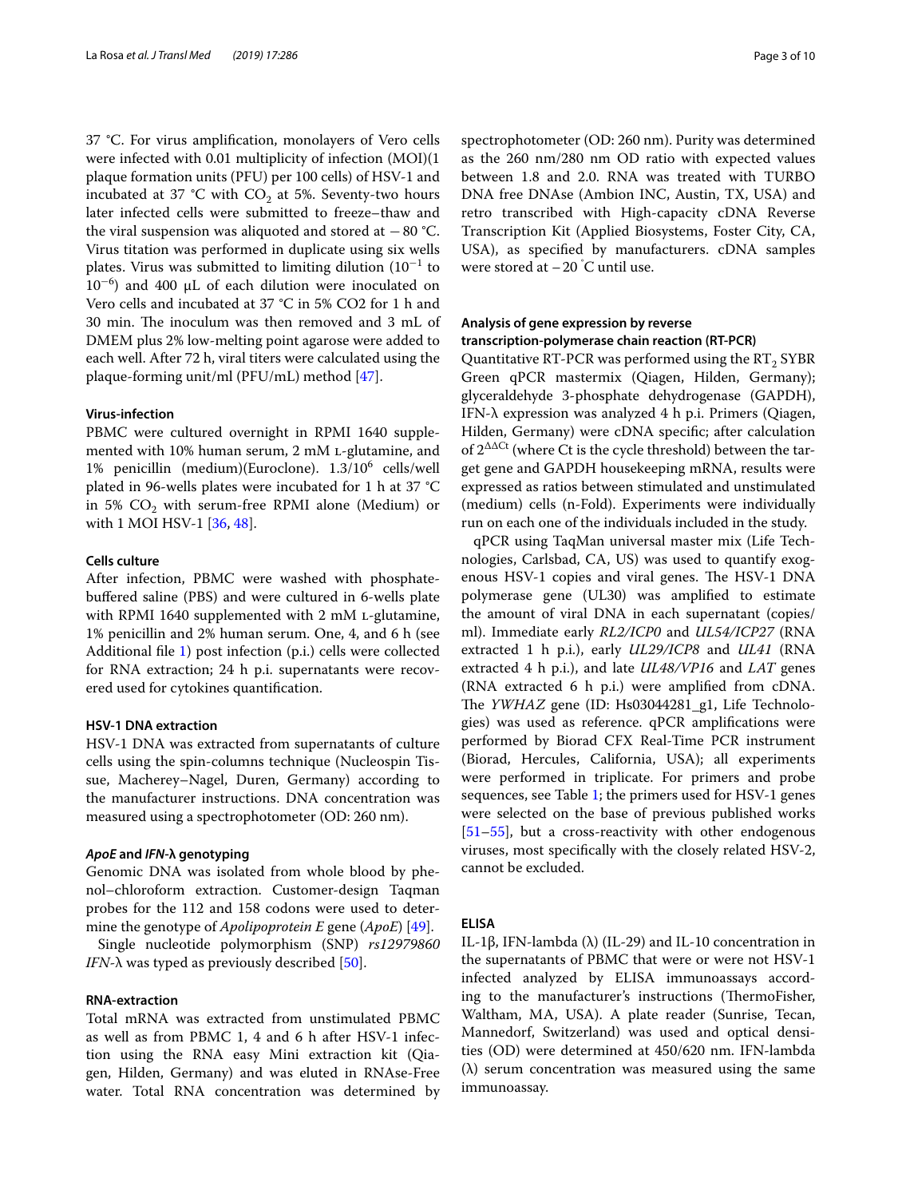37 °C. For virus amplification, monolayers of Vero cells were infected with 0.01 multiplicity of infection (MOI)(1 plaque formation units (PFU) per 100 cells) of HSV-1 and incubated at 37 °C with $CO_2$ at 5%. Seventy-two hours later infected cells were submitted to freeze–thaw and the viral suspension was aliquoted and stored at − 80 °C. Virus titation was performed in duplicate using six wells plates. Virus was submitted to limiting dilution ($10^{-1}$ to $10^{-6}$) and 400 µL of each dilution were inoculated on Vero cells and incubated at 37 °C in 5% CO2 for 1 h and 30 min. The inoculum was then removed and 3 mL of DMEM plus 2% low-melting point agarose were added to each well. After 72 h, viral titers were calculated using the plaque-forming unit/ml (PFU/mL) method [47].

#### Virus-infection

PBMC were cultured overnight in RPMI 1640 supplemented with 10% human serum, 2 mM L-glutamine, and 1% penicillin (medium)(Euroclone). $1.3/10^6$ cells/well plated in 96-wells plates were incubated for 1 h at 37 °C in 5% $CO_2$ with serum-free RPMI alone (Medium) or with 1 MOI HSV-1 [36, 48].

#### Cells culture

After infection, PBMC were washed with phosphate-buffered saline (PBS) and were cultured in 6-wells plate with RPMI 1640 supplemented with 2 mM L-glutamine, 1% penicillin and 2% human serum. One, 4, and 6 h (see Additional file 1) post infection (p.i.) cells were collected for RNA extraction; 24 h p.i. supernatants were recovered used for cytokines quantification.

#### HSV-1 DNA extraction

HSV-1 DNA was extracted from supernatants of culture cells using the spin-columns technique (Nucleospin Tissue, Macherey–Nagel, Duren, Germany) according to the manufacturer instructions. DNA concentration was measured using a spectrophotometer (OD: 260 nm).

#### *ApoE* and *IFN-λ* genotyping

Genomic DNA was isolated from whole blood by phenol–chloroform extraction. Customer-design Taqman probes for the 112 and 158 codons were used to determine the genotype of *Apolipoprotein E* gene (*ApoE*) [49].

Single nucleotide polymorphism (SNP) *rs12979860* *IFN-λ* was typed as previously described [50].

#### RNA-extraction

Total mRNA was extracted from unstimulated PBMC as well as from PBMC 1, 4 and 6 h after HSV-1 infection using the RNA easy Mini extraction kit (Qiagen, Hilden, Germany) and was eluted in RNAse-Free water. Total RNA concentration was determined by spectrophotometer (OD: 260 nm). Purity was determined as the 260 nm/280 nm OD ratio with expected values between 1.8 and 2.0. RNA was treated with TURBO DNA free DNAse (Ambion INC, Austin, TX, USA) and retro transcribed with High-capacity cDNA Reverse Transcription Kit (Applied Biosystems, Foster City, CA, USA), as specified by manufacturers. cDNA samples were stored at – 20 °C until use.

#### Analysis of gene expression by reverse transcription-polymerase chain reaction (RT-PCR)

Quantitative RT-PCR was performed using the $RT_2$ SYBR Green qPCR mastermix (Qiagen, Hilden, Germany); glyceraldehyde 3-phosphate dehydrogenase (GAPDH), IFN-λ expression was analyzed 4 h p.i. Primers (Qiagen, Hilden, Germany) were cDNA specific; after calculation of $2^{\Delta\Delta Ct}$ (where Ct is the cycle threshold) between the target gene and GAPDH housekeeping mRNA, results were expressed as ratios between stimulated and unstimulated (medium) cells (n-Fold). Experiments were individually run on each one of the individuals included in the study.

qPCR using TaqMan universal master mix (Life Technologies, Carlsbad, CA, US) was used to quantify exogenous HSV-1 copies and viral genes. The HSV-1 DNA polymerase gene (UL30) was amplified to estimate the amount of viral DNA in each supernatant (copies/ml). Immediate early *RL2/ICP0* and *UL54/ICP27* (RNA extracted 1 h p.i.), early *UL29/ICP8* and *UL41* (RNA extracted 4 h p.i.), and late *UL48/VP16* and *LAT* genes (RNA extracted 6 h p.i.) were amplified from cDNA. The *YWHAZ* gene (ID: Hs03044281_g1, Life Technologies) was used as reference. qPCR amplifications were performed by Biorad CFX Real-Time PCR instrument (Biorad, Hercules, California, USA); all experiments were performed in triplicate. For primers and probe sequences, see Table 1; the primers used for HSV-1 genes were selected on the base of previous published works [51–55], but a cross-reactivity with other endogenous viruses, most specifically with the closely related HSV-2, cannot be excluded.

#### ELISA

IL-1β, IFN-lambda (λ) (IL-29) and IL-10 concentration in the supernatants of PBMC that were or were not HSV-1 infected analyzed by ELISA immunoassays according to the manufacturer's instructions (ThermoFisher, Waltham, MA, USA). A plate reader (Sunrise, Tecan, Mannedorf, Switzerland) was used and optical densities (OD) were determined at 450/620 nm. IFN-lambda (λ) serum concentration was measured using the same immunoassay.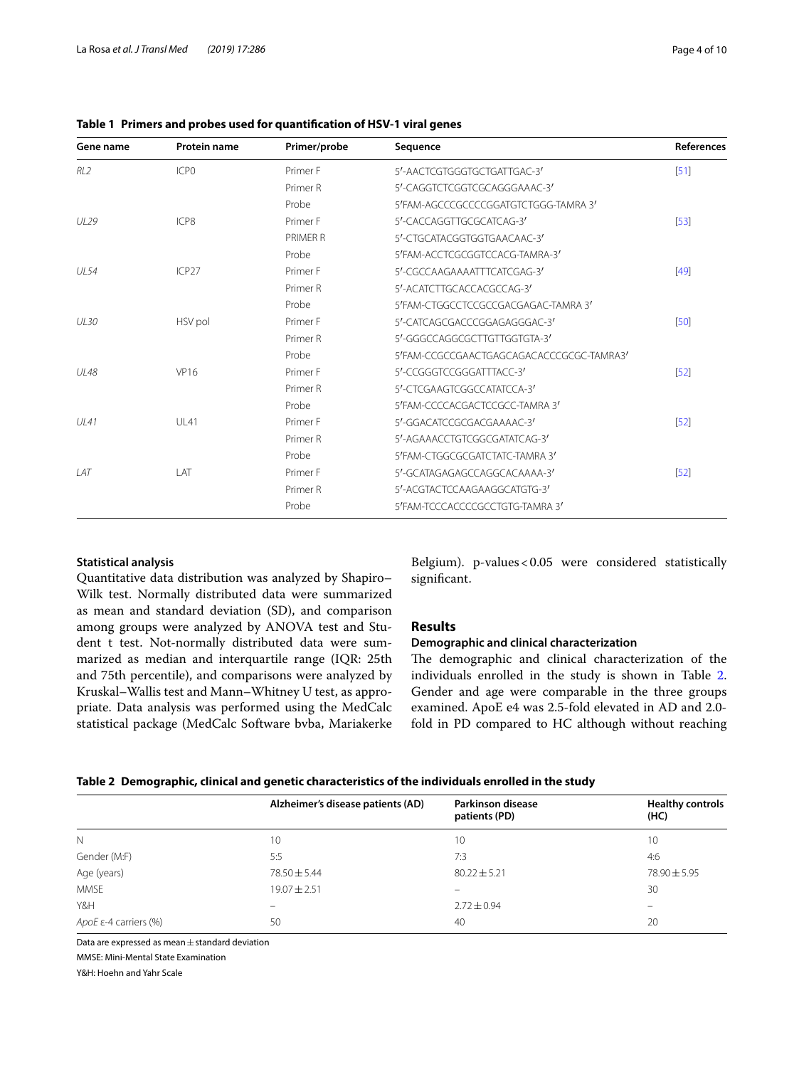**Table 1 Primers and probes used for quantification of HSV-1 viral genes**

| Gene name | Protein name | Primer/probe | Sequence | References |
|---|---|---|---|---|
| *RL2* | ICP0 | Primer F | 5′-AACTCGTGGGTGCTGATTGAC-3′ | [51] |
| | | Primer R | 5′-CAGGTCTCGGTCGCAGGGAAAC-3′ | |
| | | Probe | 5′FAM-AGCCCGCCCCGGATGTCTGGG-TAMRA 3′ | |
| *UL29* | ICP8 | Primer F | 5′-CACCAGGTTGCGCATCAG-3′ | [53] |
| | | PRIMER R | 5′-CTGCATACGGTGGTGAACAAC-3′ | |
| | | Probe | 5′FAM-ACCTCGCGGTCCACG-TAMRA-3′ | |
| *UL54* | ICP27 | Primer F | 5′-CGCCAAGAAAATTTCATCGAG-3′ | [49] |
| | | Primer R | 5′-ACATCTTGCACCACGCCAG-3′ | |
| | | Probe | 5′FAM-CTGGCCTCCGCCGACGAGAC-TAMRA 3′ | |
| *UL30* | HSV pol | Primer F | 5′-CATCAGCGACCCGGAGAGGGAC-3′ | [50] |
| | | Primer R | 5′-GGGCCAGGCGCTTGTTGGTGTA-3′ | |
| | | Probe | 5′FAM-CCGCCGAACTGAGCAGACACCCGCGC-TAMRA3′ | |
| *UL48* | VP16 | Primer F | 5′-CCGGGTCCGGGATTTACC-3′ | [52] |
| | | Primer R | 5′-CTCGAAGTCGGCCATATCCA-3′ | |
| | | Probe | 5′FAM-CCCCACGACTCCGCC-TAMRA 3′ | |
| *UL41* | UL41 | Primer F | 5′-GGACATCCGCGACGAAAAC-3′ | [52] |
| | | Primer R | 5′-AGAAACCTGTCGGCGATATCAG-3′ | |
| | | Probe | 5′FAM-CTGGCGCGATCTATC-TAMRA 3′ | |
| *LAT* | LAT | Primer F | 5′-GCATAGAGAGCCAGGCACAAAA-3′ | [52] |
| | | Primer R | 5′-ACGTACTCCAAGAAGGCATGTG-3′ | |
| | | Probe | 5′FAM-TCCCACCCCGCCTGTG-TAMRA 3′ | |

### Statistical analysis

Quantitative data distribution was analyzed by Shapiro–Wilk test. Normally distributed data were summarized as mean and standard deviation (SD), and comparison among groups were analyzed by ANOVA test and Student t test. Not-normally distributed data were summarized as median and interquartile range (IQR: 25th and 75th percentile), and comparisons were analyzed by Kruskal–Wallis test and Mann–Whitney U test, as appropriate. Data analysis was performed using the MedCalc statistical package (MedCalc Software bvba, Mariakerke Belgium). p-values < 0.05 were considered statistically significant.

## Results

### Demographic and clinical characterization

The demographic and clinical characterization of the individuals enrolled in the study is shown in Table 2. Gender and age were comparable in the three groups examined. ApoE e4 was 2.5-fold elevated in AD and 2.0-fold in PD compared to HC although without reaching

**Table 2 Demographic, clinical and genetic characteristics of the individuals enrolled in the study**

| | Alzheimer's disease patients (AD) | Parkinson disease patients (PD) | Healthy controls (HC) |
|---|---|---|---|
| N | 10 | 10 | 10 |
| Gender (M:F) | 5:5 | 7:3 | 4:6 |
| Age (years) | 78.50 ± 5.44 | 80.22 ± 5.21 | 78.90 ± 5.95 |
| MMSE | 19.07 ± 2.51 | – | 30 |
| Y&H | – | 2.72 ± 0.94 | – |
| *ApoE* ε-4 carriers (%) | 50 | 40 | 20 |

Data are expressed as mean ± standard deviation

MMSE: Mini-Mental State Examination

Y&H: Hoehn and Yahr Scale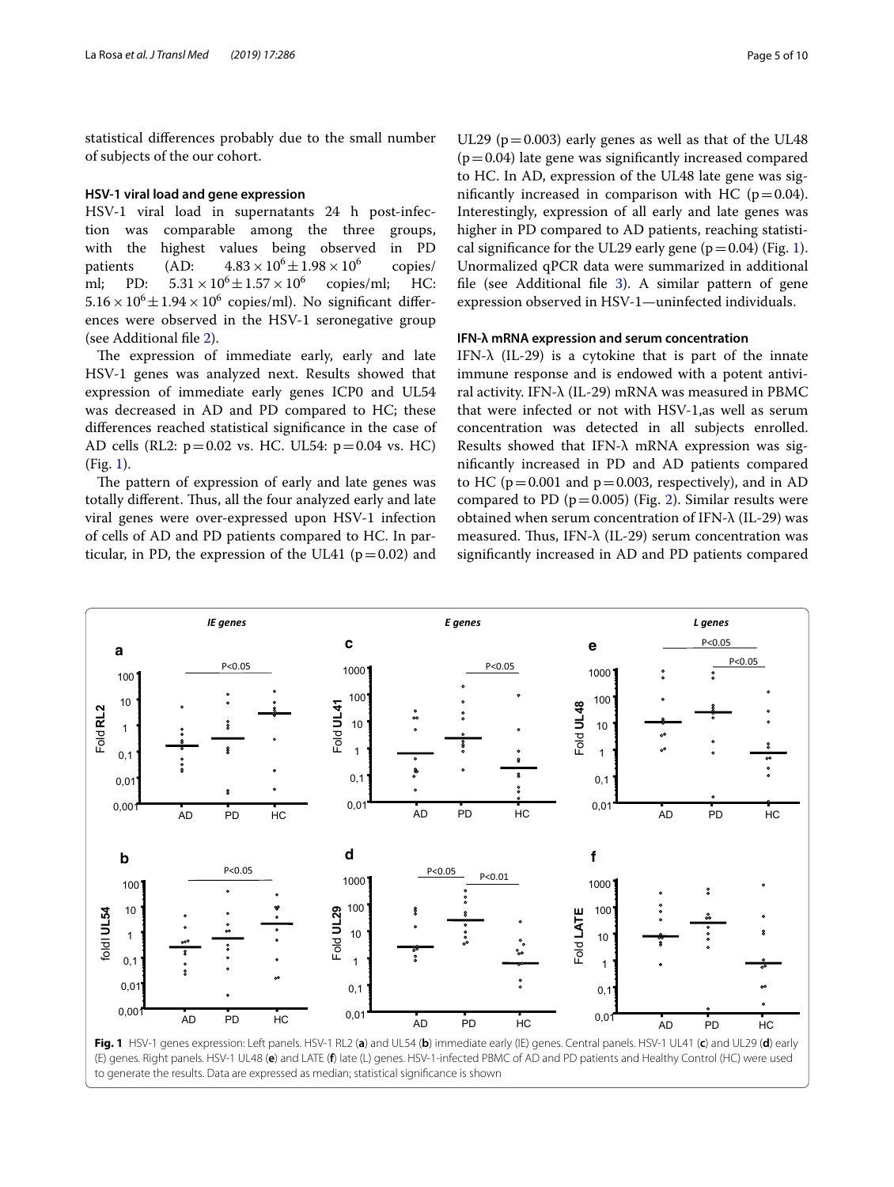statistical differences probably due to the small number of subjects of the our cohort.

### HSV-1 viral load and gene expression

HSV-1 viral load in supernatants 24 h post-infection was comparable among the three groups, with the highest values being observed in PD patients (AD: $4.83 \times 10^6 \pm 1.98 \times 10^6$ copies/ml; PD: $5.31 \times 10^6 \pm 1.57 \times 10^6$ copies/ml; HC: $5.16 \times 10^6 \pm 1.94 \times 10^6$ copies/ml). No significant differences were observed in the HSV-1 seronegative group (see Additional file 2).

The expression of immediate early, early and late HSV-1 genes was analyzed next. Results showed that expression of immediate early genes ICP0 and UL54 was decreased in AD and PD compared to HC; these differences reached statistical significance in the case of AD cells (RL2: $p = 0.02$ vs. HC. UL54: $p = 0.04$ vs. HC) (Fig. 1).

The pattern of expression of early and late genes was totally different. Thus, all the four analyzed early and late viral genes were over-expressed upon HSV-1 infection of cells of AD and PD patients compared to HC. In particular, in PD, the expression of the UL41 ($p = 0.02$) and UL29 ($p = 0.003$) early genes as well as that of the UL48 ($p = 0.04$) late gene was significantly increased compared to HC. In AD, expression of the UL48 late gene was significantly increased in comparison with HC ($p = 0.04$). Interestingly, expression of all early and late genes was higher in PD compared to AD patients, reaching statistical significance for the UL29 early gene ($p = 0.04$) (Fig. 1). Unormalized qPCR data were summarized in additional file (see Additional file 3). A similar pattern of gene expression observed in HSV-1—uninfected individuals.

### IFN-λ mRNA expression and serum concentration

IFN-λ (IL-29) is a cytokine that is part of the innate immune response and is endowed with a potent antiviral activity. IFN-λ (IL-29) mRNA was measured in PBMC that were infected or not with HSV-1,as well as serum concentration was detected in all subjects enrolled. Results showed that IFN-λ mRNA expression was significantly increased in PD and AD patients compared to HC ($p = 0.001$ and $p = 0.003$, respectively), and in AD compared to PD ($p = 0.005$) (Fig. 2). Similar results were obtained when serum concentration of IFN-λ (IL-29) was measured. Thus, IFN-λ (IL-29) serum concentration was significantly increased in AD and PD patients compared

**Fig. 1** HSV-1 genes expression: Left panels. HSV-1 RL2 (**a**) and UL54 (**b**) immediate early (IE) genes. Central panels. HSV-1 UL41 (**c**) and UL29 (**d**) early (E) genes. Right panels. HSV-1 UL48 (**e**) and LATE (**f**) late (L) genes. HSV-1-infected PBMC of AD and PD patients and Healthy Control (HC) were used to generate the results. Data are expressed as median; statistical significance is shown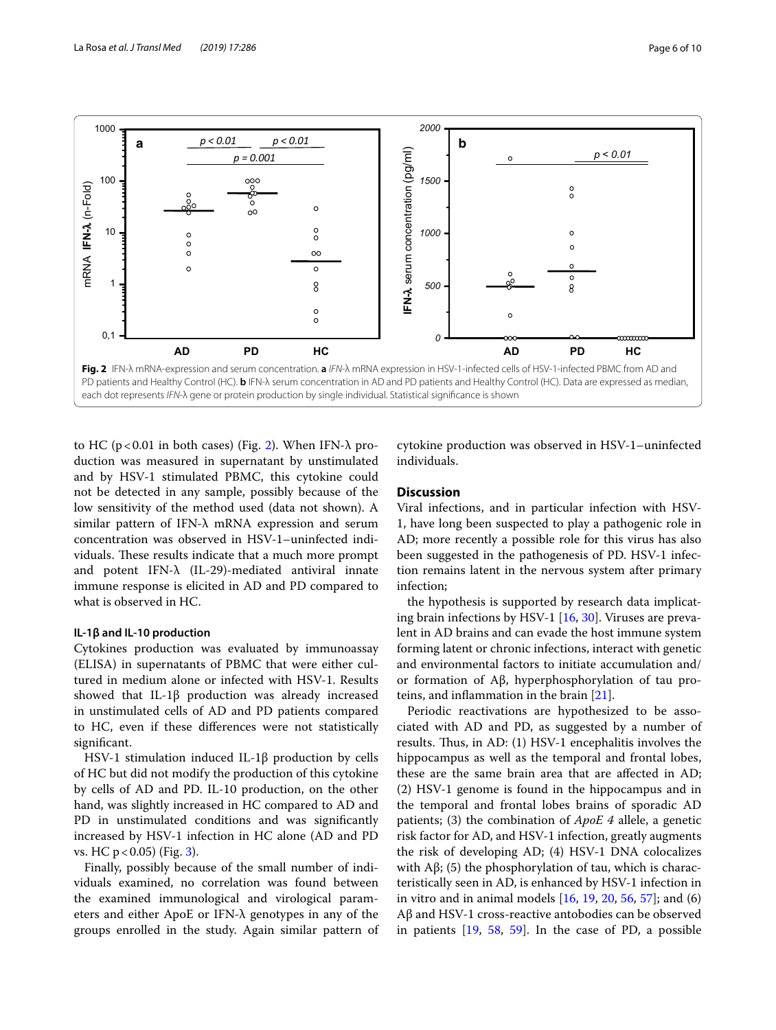**Fig. 2** IFN-λ mRNA-expression and serum concentration. **a** *IFN-λ* mRNA expression in HSV-1-infected cells of HSV-1-infected PBMC from AD and PD patients and Healthy Control (HC). **b** IFN-λ serum concentration in AD and PD patients and Healthy Control (HC). Data are expressed as median, each dot represents *IFN-λ* gene or protein production by single individual. Statistical significance is shown

to HC ($p < 0.01$ in both cases) (Fig. 2). When IFN-λ production was measured in supernatant by unstimulated and by HSV-1 stimulated PBMC, this cytokine could not be detected in any sample, possibly because of the low sensitivity of the method used (data not shown). A similar pattern of IFN-λ mRNA expression and serum concentration was observed in HSV-1–uninfected individuals. These results indicate that a much more prompt and potent IFN-λ (IL-29)-mediated antiviral innate immune response is elicited in AD and PD compared to what is observed in HC.

#### IL-1β and IL-10 production

Cytokines production was evaluated by immunoassay (ELISA) in supernatants of PBMC that were either cultured in medium alone or infected with HSV-1. Results showed that IL-1β production was already increased in unstimulated cells of AD and PD patients compared to HC, even if these differences were not statistically significant.

HSV-1 stimulation induced IL-1β production by cells of HC but did not modify the production of this cytokine by cells of AD and PD. IL-10 production, on the other hand, was slightly increased in HC compared to AD and PD in unstimulated conditions and was significantly increased by HSV-1 infection in HC alone (AD and PD vs. HC $p < 0.05$) (Fig. 3).

Finally, possibly because of the small number of individuals examined, no correlation was found between the examined immunological and virological parameters and either ApoE or IFN-λ genotypes in any of the groups enrolled in the study. Again similar pattern of cytokine production was observed in HSV-1–uninfected individuals.

## Discussion

Viral infections, and in particular infection with HSV-1, have long been suspected to play a pathogenic role in AD; more recently a possible role for this virus has also been suggested in the pathogenesis of PD. HSV-1 infection remains latent in the nervous system after primary infection;

the hypothesis is supported by research data implicating brain infections by HSV-1 [16, 30]. Viruses are prevalent in AD brains and can evade the host immune system forming latent or chronic infections, interact with genetic and environmental factors to initiate accumulation and/or formation of Aβ, hyperphosphorylation of tau proteins, and inflammation in the brain [21].

Periodic reactivations are hypothesized to be associated with AD and PD, as suggested by a number of results. Thus, in AD: (1) HSV-1 encephalitis involves the hippocampus as well as the temporal and frontal lobes, these are the same brain area that are affected in AD; (2) HSV-1 genome is found in the hippocampus and in the temporal and frontal lobes brains of sporadic AD patients; (3) the combination of *ApoE 4* allele, a genetic risk factor for AD, and HSV-1 infection, greatly augments the risk of developing AD; (4) HSV-1 DNA colocalizes with Aβ; (5) the phosphorylation of tau, which is characteristically seen in AD, is enhanced by HSV-1 infection in in vitro and in animal models [16, 19, 20, 56, 57]; and (6) Aβ and HSV-1 cross-reactive antobodies can be observed in patients [19, 58, 59]. In the case of PD, a possible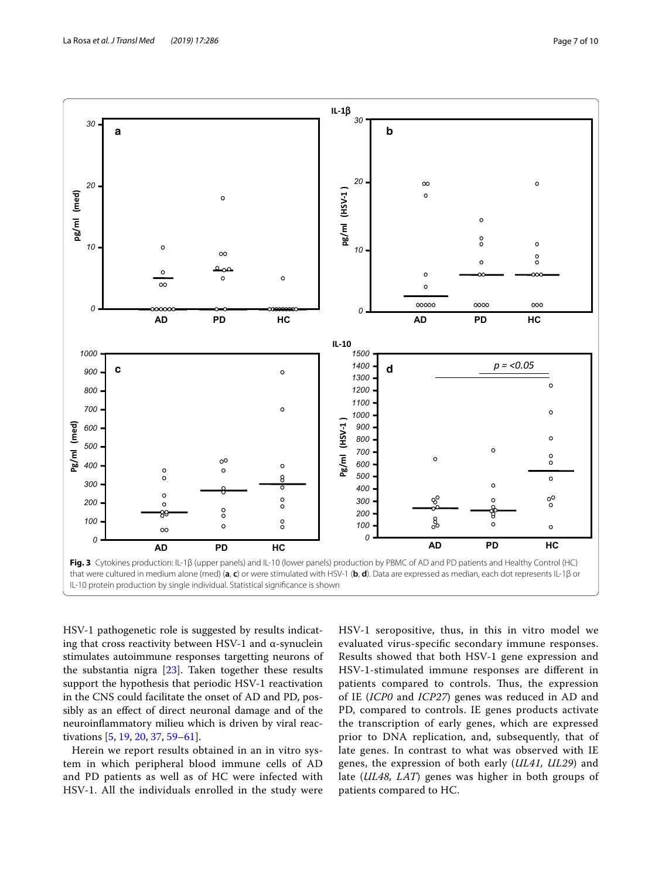**Fig. 3** Cytokines production: IL-1β (upper panels) and IL-10 (lower panels) production by PBMC of AD and PD patients and Healthy Control (HC) that were cultured in medium alone (med) (**a**, **c**) or were stimulated with HSV-1 (**b**, **d**). Data are expressed as median, each dot represents IL-1β or IL-10 protein production by single individual. Statistical significance is shown

HSV-1 pathogenetic role is suggested by results indicating that cross reactivity between HSV-1 and α-synuclein stimulates autoimmune responses targetting neurons of the substantia nigra [23]. Taken together these results support the hypothesis that periodic HSV-1 reactivation in the CNS could facilitate the onset of AD and PD, possibly as an effect of direct neuronal damage and of the neuroinflammatory milieu which is driven by viral reactivations [5, 19, 20, 37, 59–61].

Herein we report results obtained in an in vitro system in which peripheral blood immune cells of AD and PD patients as well as of HC were infected with HSV-1. All the individuals enrolled in the study were HSV-1 seropositive, thus, in this in vitro model we evaluated virus-specific secondary immune responses. Results showed that both HSV-1 gene expression and HSV-1-stimulated immune responses are different in patients compared to controls. Thus, the expression of IE (*ICP0* and *ICP27*) genes was reduced in AD and PD, compared to controls. IE genes products activate the transcription of early genes, which are expressed prior to DNA replication, and, subsequently, that of late genes. In contrast to what was observed with IE genes, the expression of both early (*UL41, UL29*) and late (*UL48, LAT*) genes was higher in both groups of patients compared to HC.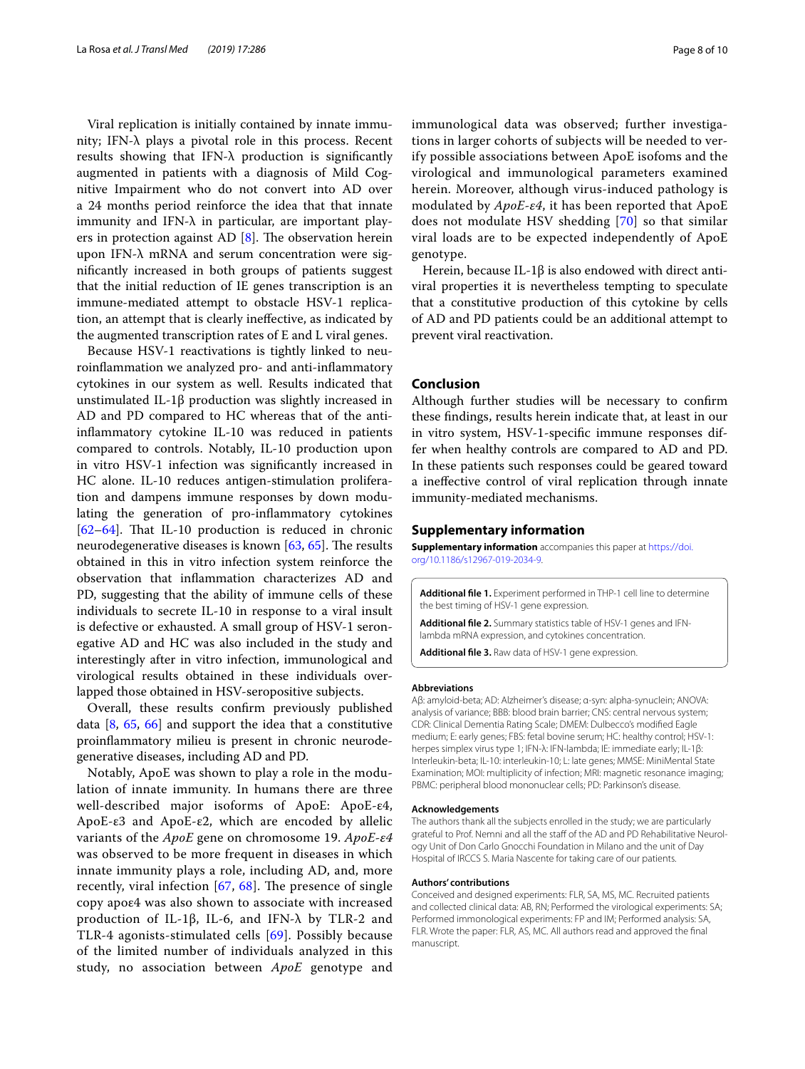Viral replication is initially contained by innate immunity; IFN-λ plays a pivotal role in this process. Recent results showing that IFN-λ production is significantly augmented in patients with a diagnosis of Mild Cognitive Impairment who do not convert into AD over a 24 months period reinforce the idea that that innate immunity and IFN-λ in particular, are important players in protection against AD [8]. The observation herein upon IFN-λ mRNA and serum concentration were significantly increased in both groups of patients suggest that the initial reduction of IE genes transcription is an immune-mediated attempt to obstacle HSV-1 replication, an attempt that is clearly ineffective, as indicated by the augmented transcription rates of E and L viral genes.

Because HSV-1 reactivations is tightly linked to neuroinflammation we analyzed pro- and anti-inflammatory cytokines in our system as well. Results indicated that unstimulated IL-1β production was slightly increased in AD and PD compared to HC whereas that of the anti-inflammatory cytokine IL-10 was reduced in patients compared to controls. Notably, IL-10 production upon in vitro HSV-1 infection was significantly increased in HC alone. IL-10 reduces antigen-stimulation proliferation and dampens immune responses by down modulating the generation of pro-inflammatory cytokines [62–64]. That IL-10 production is reduced in chronic neurodegenerative diseases is known [63, 65]. The results obtained in this in vitro infection system reinforce the observation that inflammation characterizes AD and PD, suggesting that the ability of immune cells of these individuals to secrete IL-10 in response to a viral insult is defective or exhausted. A small group of HSV-1 seronegative AD and HC was also included in the study and interestingly after in vitro infection, immunological and virological results obtained in these individuals overlapped those obtained in HSV-seropositive subjects.

Overall, these results confirm previously published data [8, 65, 66] and support the idea that a constitutive proinflammatory milieu is present in chronic neurodegenerative diseases, including AD and PD.

Notably, ApoE was shown to play a role in the modulation of innate immunity. In humans there are three well-described major isoforms of ApoE: ApoE-ε4, ApoE-ε3 and ApoE-ε2, which are encoded by allelic variants of the *ApoE* gene on chromosome 19. *ApoE-ε4* was observed to be more frequent in diseases in which innate immunity plays a role, including AD, and, more recently, viral infection [67, 68]. The presence of single copy apoε4 was also shown to associate with increased production of IL-1β, IL-6, and IFN-λ by TLR-2 and TLR-4 agonists-stimulated cells [69]. Possibly because of the limited number of individuals analyzed in this study, no association between *ApoE* genotype and immunological data was observed; further investigations in larger cohorts of subjects will be needed to verify possible associations between ApoE isofoms and the virological and immunological parameters examined herein. Moreover, although virus-induced pathology is modulated by *ApoE-ε4*, it has been reported that ApoE does not modulate HSV shedding [70] so that similar viral loads are to be expected independently of ApoE genotype.

Herein, because IL-1β is also endowed with direct antiviral properties it is nevertheless tempting to speculate that a constitutive production of this cytokine by cells of AD and PD patients could be an additional attempt to prevent viral reactivation.

## Conclusion

Although further studies will be necessary to confirm these findings, results herein indicate that, at least in our in vitro system, HSV-1-specific immune responses differ when healthy controls are compared to AD and PD. In these patients such responses could be geared toward a ineffective control of viral replication through innate immunity-mediated mechanisms.

## Supplementary information

**Supplementary information** accompanies this paper at https://doi.org/10.1186/s12967-019-2034-9.

**Additional file 1.** Experiment performed in THP-1 cell line to determine the best timing of HSV-1 gene expression.

**Additional file 2.** Summary statistics table of HSV-1 genes and IFN-lambda mRNA expression, and cytokines concentration.

**Additional file 3.** Raw data of HSV-1 gene expression.

#### Abbreviations

Aβ: amyloid-beta; AD: Alzheimer's disease; α-syn: alpha-synuclein; ANOVA: analysis of variance; BBB: blood brain barrier; CNS: central nervous system; CDR: Clinical Dementia Rating Scale; DMEM: Dulbecco's modified Eagle medium; E: early genes; FBS: fetal bovine serum; HC: healthy control; HSV-1: herpes simplex virus type 1; IFN-λ: IFN-lambda; IE: immediate early; IL-1β: Interleukin-beta; IL-10: interleukin-10; L: late genes; MMSE: MiniMental State Examination; MOI: multiplicity of infection; MRI: magnetic resonance imaging; PBMC: peripheral blood mononuclear cells; PD: Parkinson's disease.

#### Acknowledgements

The authors thank all the subjects enrolled in the study; we are particularly grateful to Prof. Nemni and all the staff of the AD and PD Rehabilitative Neurology Unit of Don Carlo Gnocchi Foundation in Milano and the unit of Day Hospital of IRCCS S. Maria Nascente for taking care of our patients.

#### Authors' contributions

Conceived and designed experiments: FLR, SA, MS, MC. Recruited patients and collected clinical data: AB, RN; Performed the virological experiments: SA; Performed immonological experiments: FP and IM; Performed analysis: SA, FLR. Wrote the paper: FLR, AS, MC. All authors read and approved the final manuscript.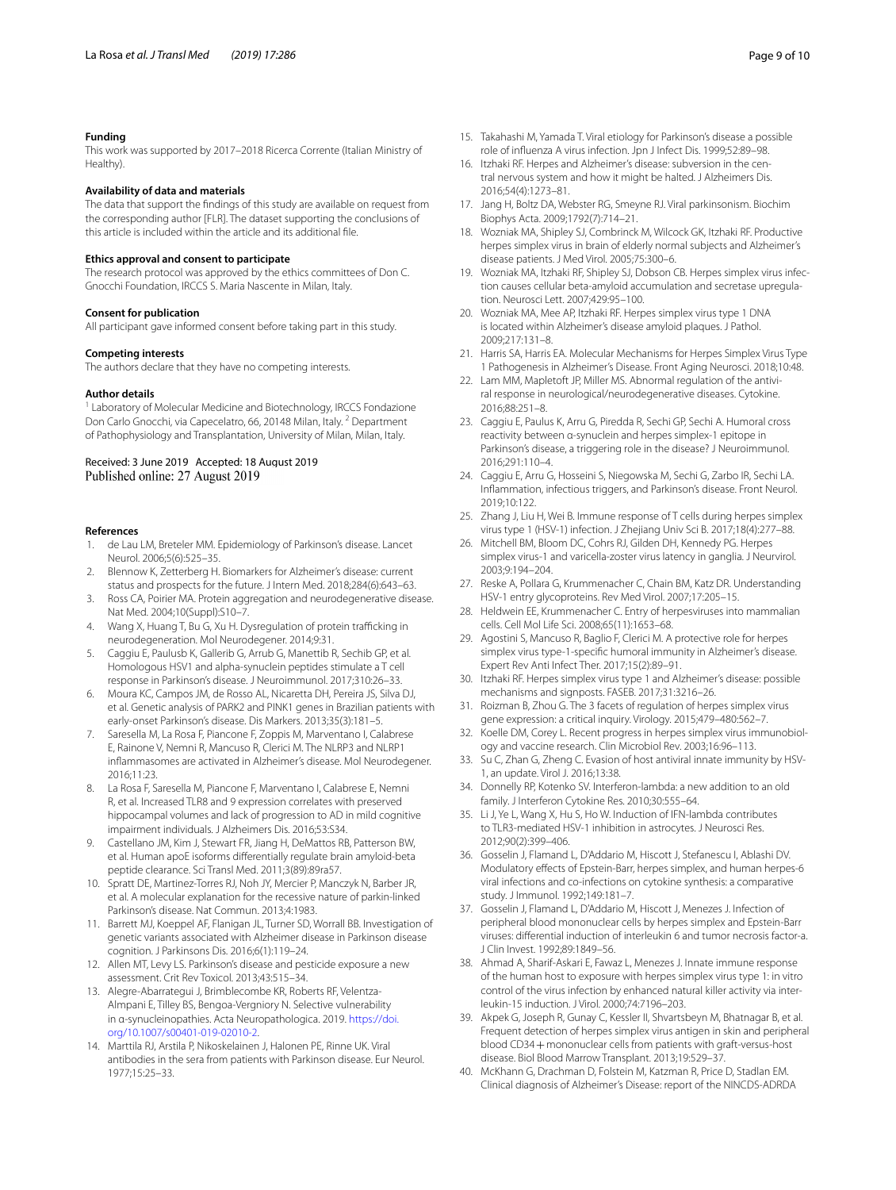### Funding

This work was supported by 2017–2018 Ricerca Corrente (Italian Ministry of Healthy).

### Availability of data and materials

The data that support the findings of this study are available on request from the corresponding author [FLR]. The dataset supporting the conclusions of this article is included within the article and its additional file.

### Ethics approval and consent to participate

The research protocol was approved by the ethics committees of Don C. Gnocchi Foundation, IRCCS S. Maria Nascente in Milan, Italy.

### Consent for publication

All participant gave informed consent before taking part in this study.

### Competing interests

The authors declare that they have no competing interests.

### Author details

[1] Laboratory of Molecular Medicine and Biotechnology, IRCCS Fondazione Don Carlo Gnocchi, via Capecelatro, 66, 20148 Milan, Italy. [2] Department of Pathophysiology and Transplantation, University of Milan, Milan, Italy.

Received: 3 June 2019 Accepted: 18 August 2019
Published online: 27 August 2019

### References

1. de Lau LM, Breteler MM. Epidemiology of Parkinson's disease. Lancet Neurol. 2006;5(6):525–35.
2. Blennow K, Zetterberg H. Biomarkers for Alzheimer's disease: current status and prospects for the future. J Intern Med. 2018;284(6):643–63.
3. Ross CA, Poirier MA. Protein aggregation and neurodegenerative disease. Nat Med. 2004;10(Suppl):S10–7.
4. Wang X, Huang T, Bu G, Xu H. Dysregulation of protein trafficking in neurodegeneration. Mol Neurodegener. 2014;9:31.
5. Caggiu E, Paulusb K, Gallerib G, Arrub G, Manettib R, Sechib GP, et al. Homologous HSV1 and alpha-synuclein peptides stimulate a T cell response in Parkinson's disease. J Neuroimmunol. 2017;310:26–33.
6. Moura KC, Campos JM, de Rosso AL, Nicaretta DH, Pereira JS, Silva DJ, et al. Genetic analysis of PARK2 and PINK1 genes in Brazilian patients with early-onset Parkinson's disease. Dis Markers. 2013;35(3):181–5.
7. Saresella M, La Rosa F, Piancone F, Zoppis M, Marventano I, Calabrese E, Rainone V, Nemni R, Mancuso R, Clerici M. The NLRP3 and NLRP1 inflammasomes are activated in Alzheimer's disease. Mol Neurodegener. 2016;11:23.
8. La Rosa F, Saresella M, Piancone F, Marventano I, Calabrese E, Nemni R, et al. Increased TLR8 and 9 expression correlates with preserved hippocampal volumes and lack of progression to AD in mild cognitive impairment individuals. J Alzheimers Dis. 2016;53:S34.
9. Castellano JM, Kim J, Stewart FR, Jiang H, DeMattos RB, Patterson BW, et al. Human apoE isoforms differentially regulate brain amyloid-beta peptide clearance. Sci Transl Med. 2011;3(89):89ra57.
10. Spratt DE, Martinez-Torres RJ, Noh JY, Mercier P, Manczyk N, Barber JR, et al. A molecular explanation for the recessive nature of parkin-linked Parkinson's disease. Nat Commun. 2013;4:1983.
11. Barrett MJ, Koeppel AF, Flanigan JL, Turner SD, Worrall BB. Investigation of genetic variants associated with Alzheimer disease in Parkinson disease cognition. J Parkinsons Dis. 2016;6(1):119–24.
12. Allen MT, Levy LS. Parkinson's disease and pesticide exposure a new assessment. Crit Rev Toxicol. 2013;43:515–34.
13. Alegre-Abarrategui J, Brimblecombe KR, Roberts RF, Velentza-Almpani E, Tilley BS, Bengoa-Vergniory N. Selective vulnerability in α-synucleinopathies. Acta Neuropathologica. 2019. https://doi.org/10.1007/s00401-019-02010-2.
14. Marttila RJ, Arstila P, Nikoskelainen J, Halonen PE, Rinne UK. Viral antibodies in the sera from patients with Parkinson disease. Eur Neurol. 1977;15:25–33.
15. Takahashi M, Yamada T. Viral etiology for Parkinson's disease a possible role of influenza A virus infection. Jpn J Infect Dis. 1999;52:89–98.
16. Itzhaki RF. Herpes and Alzheimer's disease: subversion in the central nervous system and how it might be halted. J Alzheimers Dis. 2016;54(4):1273–81.
17. Jang H, Boltz DA, Webster RG, Smeyne RJ. Viral parkinsonism. Biochim Biophys Acta. 2009;1792(7):714–21.
18. Wozniak MA, Shipley SJ, Combrinck M, Wilcock GK, Itzhaki RF. Productive herpes simplex virus in brain of elderly normal subjects and Alzheimer's disease patients. J Med Virol. 2005;75:300–6.
19. Wozniak MA, Itzhaki RF, Shipley SJ, Dobson CB. Herpes simplex virus infection causes cellular beta-amyloid accumulation and secretase upregulation. Neurosci Lett. 2007;429:95–100.
20. Wozniak MA, Mee AP, Itzhaki RF. Herpes simplex virus type 1 DNA is located within Alzheimer's disease amyloid plaques. J Pathol. 2009;217:131–8.
21. Harris SA, Harris EA. Molecular Mechanisms for Herpes Simplex Virus Type 1 Pathogenesis in Alzheimer's Disease. Front Aging Neurosci. 2018;10:48.
22. Lam MM, Mapletoft JP, Miller MS. Abnormal regulation of the antiviral response in neurological/neurodegenerative diseases. Cytokine. 2016;88:251–8.
23. Caggiu E, Paulus K, Arru G, Piredda R, Sechi GP, Sechi A. Humoral cross reactivity between α-synuclein and herpes simplex-1 epitope in Parkinson's disease, a triggering role in the disease? J Neuroimmunol. 2016;291:110–4.
24. Caggiu E, Arru G, Hosseini S, Niegowska M, Sechi G, Zarbo IR, Sechi LA. Inflammation, infectious triggers, and Parkinson's disease. Front Neurol. 2019;10:122.
25. Zhang J, Liu H, Wei B. Immune response of T cells during herpes simplex virus type 1 (HSV-1) infection. J Zhejiang Univ Sci B. 2017;18(4):277–88.
26. Mitchell BM, Bloom DC, Cohrs RJ, Gilden DH, Kennedy PG. Herpes simplex virus-1 and varicella-zoster virus latency in ganglia. J Neurovirol. 2003;9:194–204.
27. Reske A, Pollara G, Krummenacher C, Chain BM, Katz DR. Understanding HSV-1 entry glycoproteins. Rev Med Virol. 2007;17:205–15.
28. Heldwein EE, Krummenacher C. Entry of herpesviruses into mammalian cells. Cell Mol Life Sci. 2008;65(11):1653–68.
29. Agostini S, Mancuso R, Baglio F, Clerici M. A protective role for herpes simplex virus type-1-specific humoral immunity in Alzheimer's disease. Expert Rev Anti Infect Ther. 2017;15(2):89–91.
30. Itzhaki RF. Herpes simplex virus type 1 and Alzheimer's disease: possible mechanisms and signposts. FASEB. 2017;31:3216–26.
31. Roizman B, Zhou G. The 3 facets of regulation of herpes simplex virus gene expression: a critical inquiry. Virology. 2015;479–480:562–7.
32. Koelle DM, Corey L. Recent progress in herpes simplex virus immunobiology and vaccine research. Clin Microbiol Rev. 2003;16:96–113.
33. Su C, Zhan G, Zheng C. Evasion of host antiviral innate immunity by HSV-1, an update. Virol J. 2016;13:38.
34. Donnelly RP, Kotenko SV. Interferon-lambda: a new addition to an old family. J Interferon Cytokine Res. 2010;30:555–64.
35. Li J, Ye L, Wang X, Hu S, Ho W. Induction of IFN-lambda contributes to TLR3-mediated HSV-1 inhibition in astrocytes. J Neurosci Res. 2012;90(2):399–406.
36. Gosselin J, Flamand L, D'Addario M, Hiscott J, Stefanescu I, Ablashi DV. Modulatory effects of Epstein-Barr, herpes simplex, and human herpes-6 viral infections and co-infections on cytokine synthesis: a comparative study. J Immunol. 1992;149:181–7.
37. Gosselin J, Flamand L, D'Addario M, Hiscott J, Menezes J. Infection of peripheral blood mononuclear cells by herpes simplex and Epstein-Barr viruses: differential induction of interleukin 6 and tumor necrosis factor-a. J Clin Invest. 1992;89:1849–56.
38. Ahmad A, Sharif-Askari E, Fawaz L, Menezes J. Innate immune response of the human host to exposure with herpes simplex virus type 1: in vitro control of the virus infection by enhanced natural killer activity via interleukin-15 induction. J Virol. 2000;74:7196–203.
39. Akpek G, Joseph R, Gunay C, Kessler II, Shvartsbeyn M, Bhatnagar B, et al. Frequent detection of herpes simplex virus antigen in skin and peripheral blood CD34+ mononuclear cells from patients with graft-versus-host disease. Biol Blood Marrow Transplant. 2013;19:529–37.
40. McKhann G, Drachman D, Folstein M, Katzman R, Price D, Stadlan EM. Clinical diagnosis of Alzheimer's Disease: report of the NINCDS-ADRDA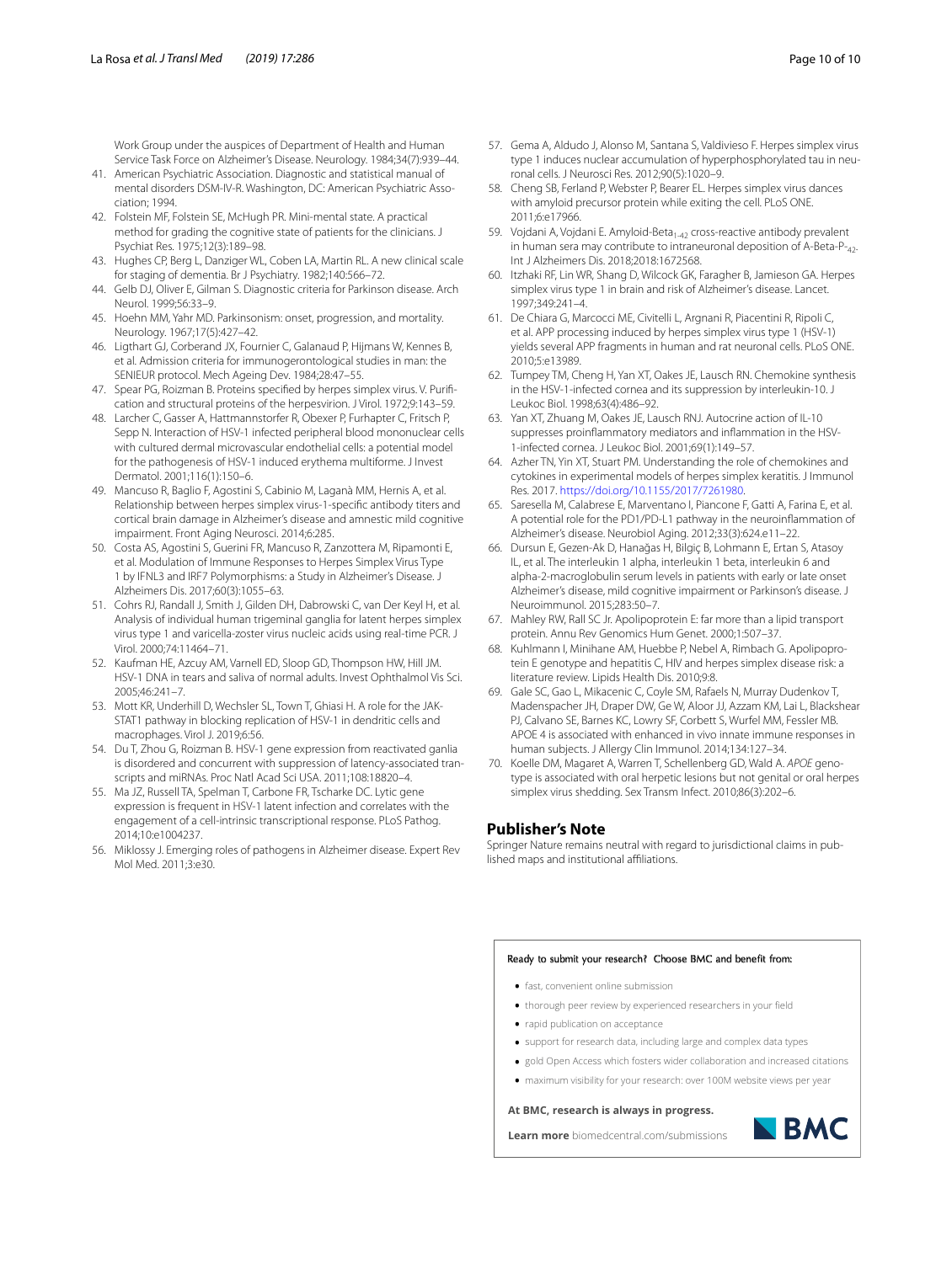Work Group under the auspices of Department of Health and Human Service Task Force on Alzheimer's Disease. Neurology. 1984;34(7):939–44.

41. American Psychiatric Association. Diagnostic and statistical manual of mental disorders DSM-IV-R. Washington, DC: American Psychiatric Association; 1994.
42. Folstein MF, Folstein SE, McHugh PR. Mini-mental state. A practical method for grading the cognitive state of patients for the clinicians. J Psychiat Res. 1975;12(3):189–98.
43. Hughes CP, Berg L, Danziger WL, Coben LA, Martin RL. A new clinical scale for staging of dementia. Br J Psychiatry. 1982;140:566–72.
44. Gelb DJ, Oliver E, Gilman S. Diagnostic criteria for Parkinson disease. Arch Neurol. 1999;56:33–9.
45. Hoehn MM, Yahr MD. Parkinsonism: onset, progression, and mortality. Neurology. 1967;17(5):427–42.
46. Ligthart GJ, Corberand JX, Fournier C, Galanaud P, Hijmans W, Kennes B, et al. Admission criteria for immunogerontological studies in man: the SENIEUR protocol. Mech Ageing Dev. 1984;28:47–55.
47. Spear PG, Roizman B. Proteins specified by herpes simplex virus. V. Purification and structural proteins of the herpesvirion. J Virol. 1972;9:143–59.
48. Larcher C, Gasser A, Hattmannstorfer R, Obexer P, Furhapter C, Fritsch P, Sepp N. Interaction of HSV-1 infected peripheral blood mononuclear cells with cultured dermal microvascular endothelial cells: a potential model for the pathogenesis of HSV-1 induced erythema multiforme. J Invest Dermatol. 2001;116(1):150–6.
49. Mancuso R, Baglio F, Agostini S, Cabinio M, Laganà MM, Hernis A, et al. Relationship between herpes simplex virus-1-specific antibody titers and cortical brain damage in Alzheimer's disease and amnestic mild cognitive impairment. Front Aging Neurosci. 2014;6:285.
50. Costa AS, Agostini S, Guerini FR, Mancuso R, Zanzottera M, Ripamonti E, et al. Modulation of Immune Responses to Herpes Simplex Virus Type 1 by IFNL3 and IRF7 Polymorphisms: a Study in Alzheimer's Disease. J Alzheimers Dis. 2017;60(3):1055–63.
51. Cohrs RJ, Randall J, Smith J, Gilden DH, Dabrowski C, van Der Keyl H, et al. Analysis of individual human trigeminal ganglia for latent herpes simplex virus type 1 and varicella-zoster virus nucleic acids using real-time PCR. J Virol. 2000;74:11464–71.
52. Kaufman HE, Azcuy AM, Varnell ED, Sloop GD, Thompson HW, Hill JM. HSV-1 DNA in tears and saliva of normal adults. Invest Ophthalmol Vis Sci. 2005;46:241–7.
53. Mott KR, Underhill D, Wechsler SL, Town T, Ghiasi H. A role for the JAK-STAT1 pathway in blocking replication of HSV-1 in dendritic cells and macrophages. Virol J. 2019;6:56.
54. Du T, Zhou G, Roizman B. HSV-1 gene expression from reactivated ganlia is disordered and concurrent with suppression of latency-associated transcripts and miRNAs. Proc Natl Acad Sci USA. 2011;108:18820–4.
55. Ma JZ, Russell TA, Spelman T, Carbone FR, Tscharke DC. Lytic gene expression is frequent in HSV-1 latent infection and correlates with the engagement of a cell-intrinsic transcriptional response. PLoS Pathog. 2014;10:e1004237.
56. Miklossy J. Emerging roles of pathogens in Alzheimer disease. Expert Rev Mol Med. 2011;3:e30.
57. Gema A, Aldudo J, Alonso M, Santana S, Valdivieso F. Herpes simplex virus type 1 induces nuclear accumulation of hyperphosphorylated tau in neuronal cells. J Neurosci Res. 2012;90(5):1020–9.
58. Cheng SB, Ferland P, Webster P, Bearer EL. Herpes simplex virus dances with amyloid precursor protein while exiting the cell. PLoS ONE. 2011;6:e17966.
59. Vojdani A, Vojdani E. Amyloid-Beta$_{1-42}$ cross-reactive antibody prevalent in human sera may contribute to intraneuronal deposition of A-Beta-P-$_{42}$. Int J Alzheimers Dis. 2018;2018:1672568.
60. Itzhaki RF, Lin WR, Shang D, Wilcock GK, Faragher B, Jamieson GA. Herpes simplex virus type 1 in brain and risk of Alzheimer's disease. Lancet. 1997;349:241–4.
61. De Chiara G, Marcocci ME, Civitelli L, Argnani R, Piacentini R, Ripoli C, et al. APP processing induced by herpes simplex virus type 1 (HSV-1) yields several APP fragments in human and rat neuronal cells. PLoS ONE. 2010;5:e13989.
62. Tumpey TM, Cheng H, Yan XT, Oakes JE, Lausch RN. Chemokine synthesis in the HSV-1-infected cornea and its suppression by interleukin-10. J Leukoc Biol. 1998;63(4):486–92.
63. Yan XT, Zhuang M, Oakes JE, Lausch RNJ. Autocrine action of IL-10 suppresses proinflammatory mediators and inflammation in the HSV-1-infected cornea. J Leukoc Biol. 2001;69(1):149–57.
64. Azher TN, Yin XT, Stuart PM. Understanding the role of chemokines and cytokines in experimental models of herpes simplex keratitis. J Immunol Res. 2017. https://doi.org/10.1155/2017/7261980.
65. Saresella M, Calabrese E, Marventano I, Piancone F, Gatti A, Farina E, et al. A potential role for the PD1/PD-L1 pathway in the neuroinflammation of Alzheimer's disease. Neurobiol Aging. 2012;33(3):624.e11–22.
66. Dursun E, Gezen-Ak D, Hanağas H, Bilgiç B, Lohmann E, Ertan S, Atasoy IL, et al. The interleukin 1 alpha, interleukin 1 beta, interleukin 6 and alpha-2-macroglobulin serum levels in patients with early or late onset Alzheimer's disease, mild cognitive impairment or Parkinson's disease. J Neuroimmunol. 2015;283:50–7.
67. Mahley RW, Rall SC Jr. Apolipoprotein E: far more than a lipid transport protein. Annu Rev Genomics Hum Genet. 2000;1:507–37.
68. Kuhlmann I, Minihane AM, Huebbe P, Nebel A, Rimbach G. Apolipoprotein E genotype and hepatitis C, HIV and herpes simplex disease risk: a literature review. Lipids Health Dis. 2010;9:8.
69. Gale SC, Gao L, Mikacenic C, Coyle SM, Rafaels N, Murray Dudenkov T, Madenspacher JH, Draper DW, Ge W, Aloor JJ, Azzam KM, Lai L, Blackshear PJ, Calvano SE, Barnes KC, Lowry SF, Corbett S, Wurfel MM, Fessler MB. APOE 4 is associated with enhanced in vivo innate immune responses in human subjects. J Allergy Clin Immunol. 2014;134:127–34.
70. Koelle DM, Magaret A, Warren T, Schellenberg GD, Wald A. *APOE* genotype is associated with oral herpetic lesions but not genital or oral herpes simplex virus shedding. Sex Transm Infect. 2010;86(3):202–6.

## Publisher's Note

Springer Nature remains neutral with regard to jurisdictional claims in published maps and institutional affiliations.

Ready to submit your research? Choose BMC and benefit from:

- fast, convenient online submission
- thorough peer review by experienced researchers in your field
- rapid publication on acceptance
- support for research data, including large and complex data types
- gold Open Access which fosters wider collaboration and increased citations
- maximum visibility for your research: over 100M website views per year

**At BMC, research is always in progress.**

**Learn more** biomedcentral.com/submissions

BMC